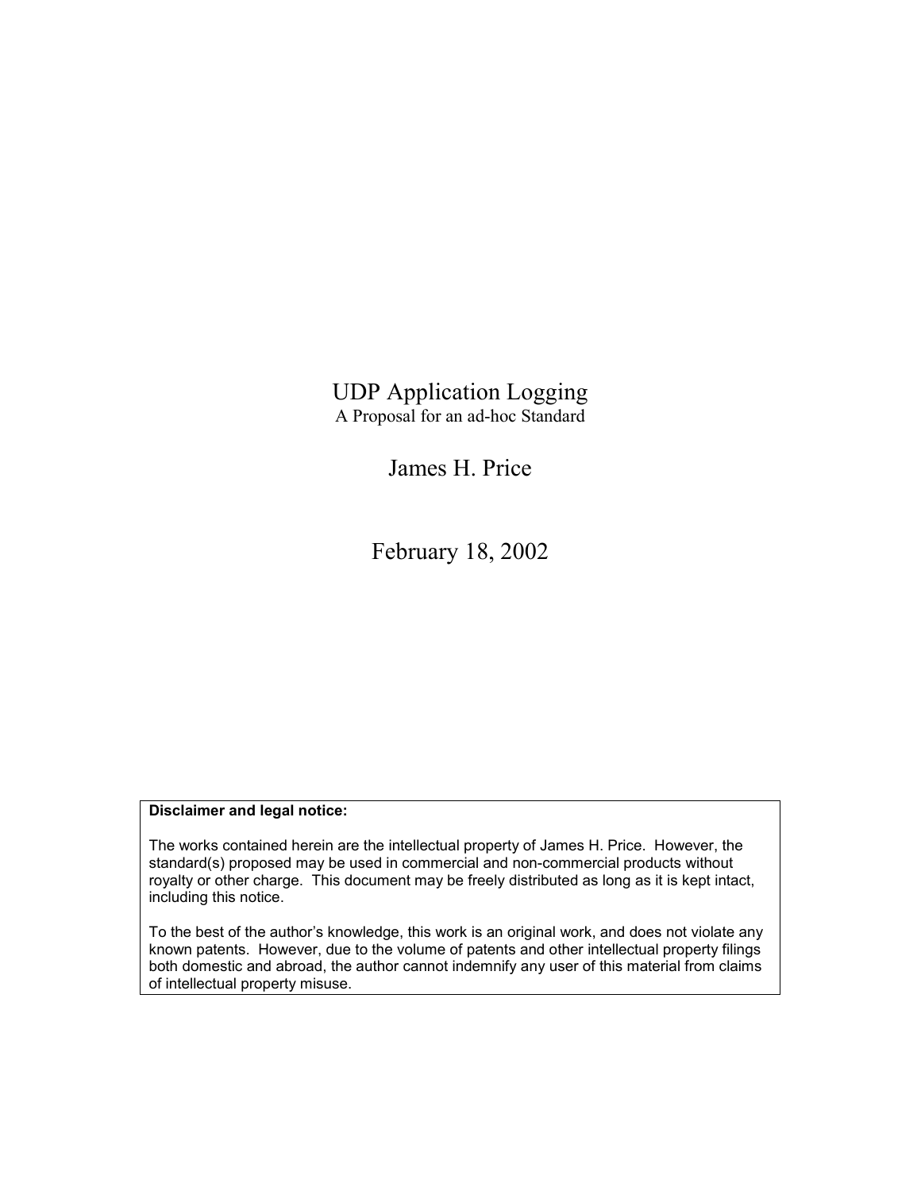# UDP Application Logging

A Proposal for an ad-hoc Standard

James H. Price

February 18, 2002

**Disclaimer and legal notice:**

The works contained herein are the intellectual property of James H. Price. However, the standard(s) proposed may be used in commercial and non-commercial products without royalty or other charge. This document may be freely distributed as long as it is kept intact, including this notice.

To the best of the author's knowledge, this work is an original work, and does not violate any known patents. However, due to the volume of patents and other intellectual property filings both domestic and abroad, the author cannot indemnify any user of this material from claims of intellectual property misuse.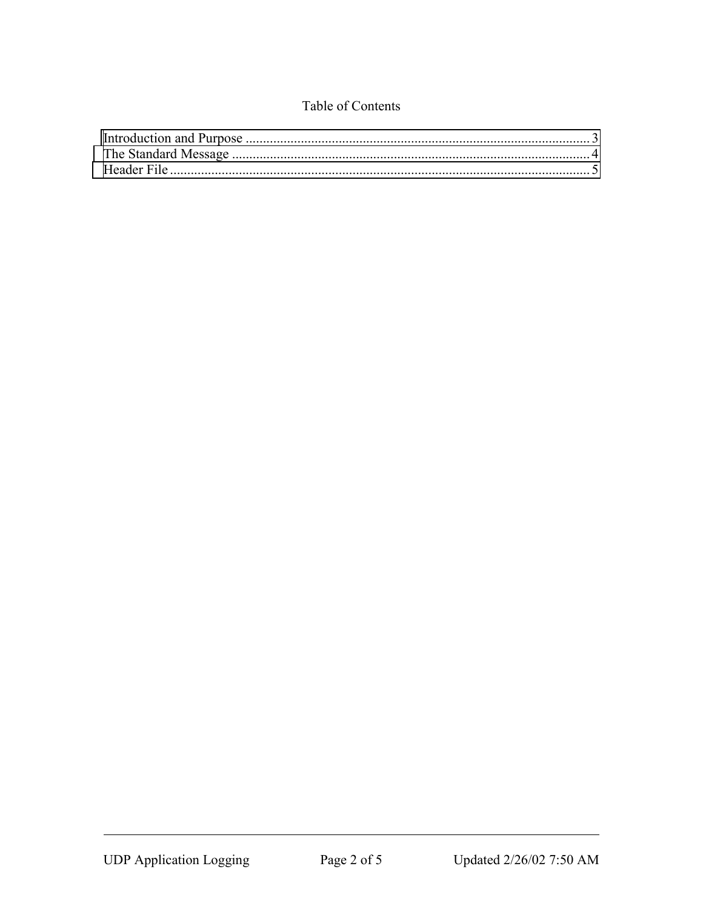Table of Contents

Introduction and Purpose ........................................................................................................ 3
The Standard Message ............................................................................................................ 4
Header File ............................................................................................................................. 5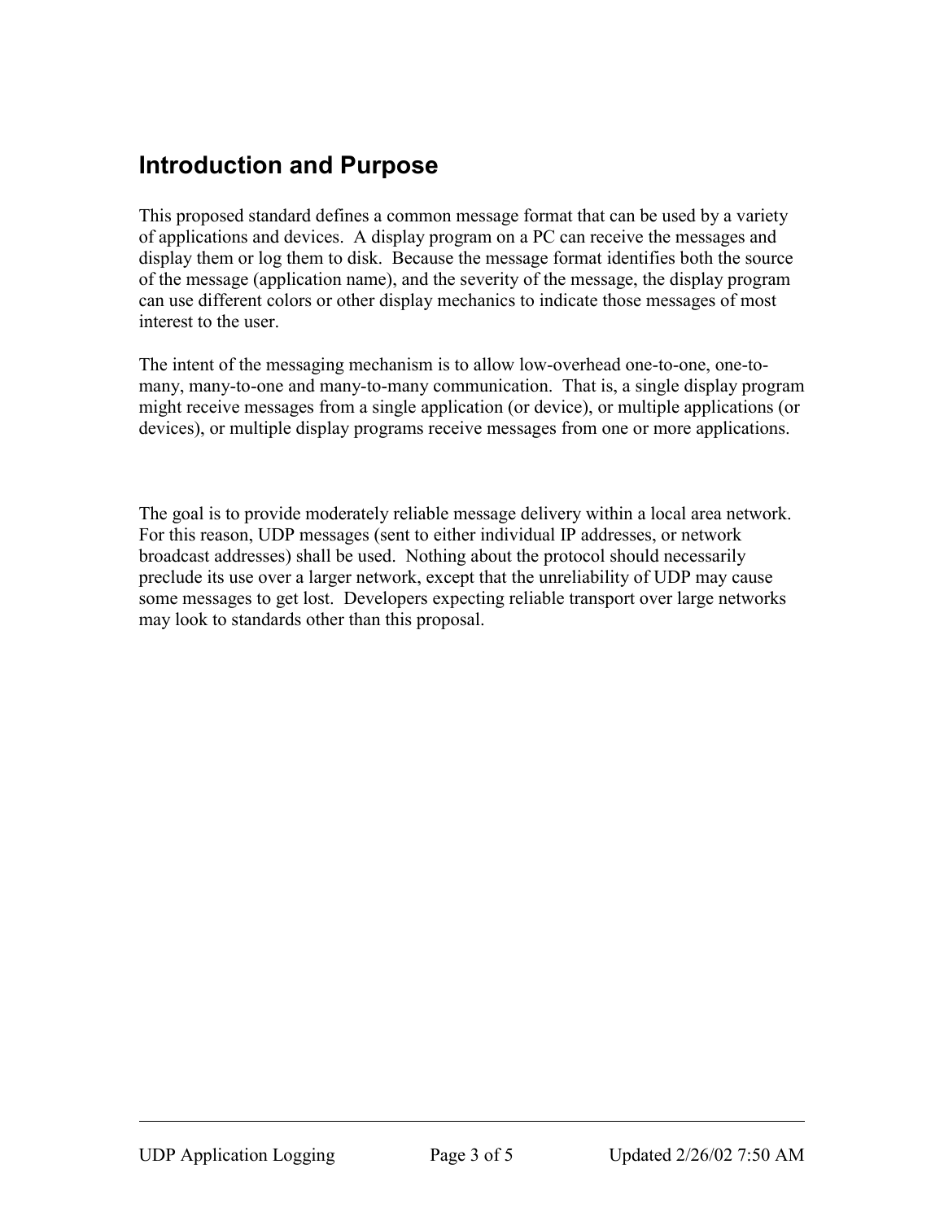## Introduction and Purpose

This proposed standard defines a common message format that can be used by a variety of applications and devices. A display program on a PC can receive the messages and display them or log them to disk. Because the message format identifies both the source of the message (application name), and the severity of the message, the display program can use different colors or other display mechanics to indicate those messages of most interest to the user.

The intent of the messaging mechanism is to allow low-overhead one-to-one, one-to-many, many-to-one and many-to-many communication. That is, a single display program might receive messages from a single application (or device), or multiple applications (or devices), or multiple display programs receive messages from one or more applications.

The goal is to provide moderately reliable message delivery within a local area network. For this reason, UDP messages (sent to either individual IP addresses, or network broadcast addresses) shall be used. Nothing about the protocol should necessarily preclude its use over a larger network, except that the unreliability of UDP may cause some messages to get lost. Developers expecting reliable transport over large networks may look to standards other than this proposal.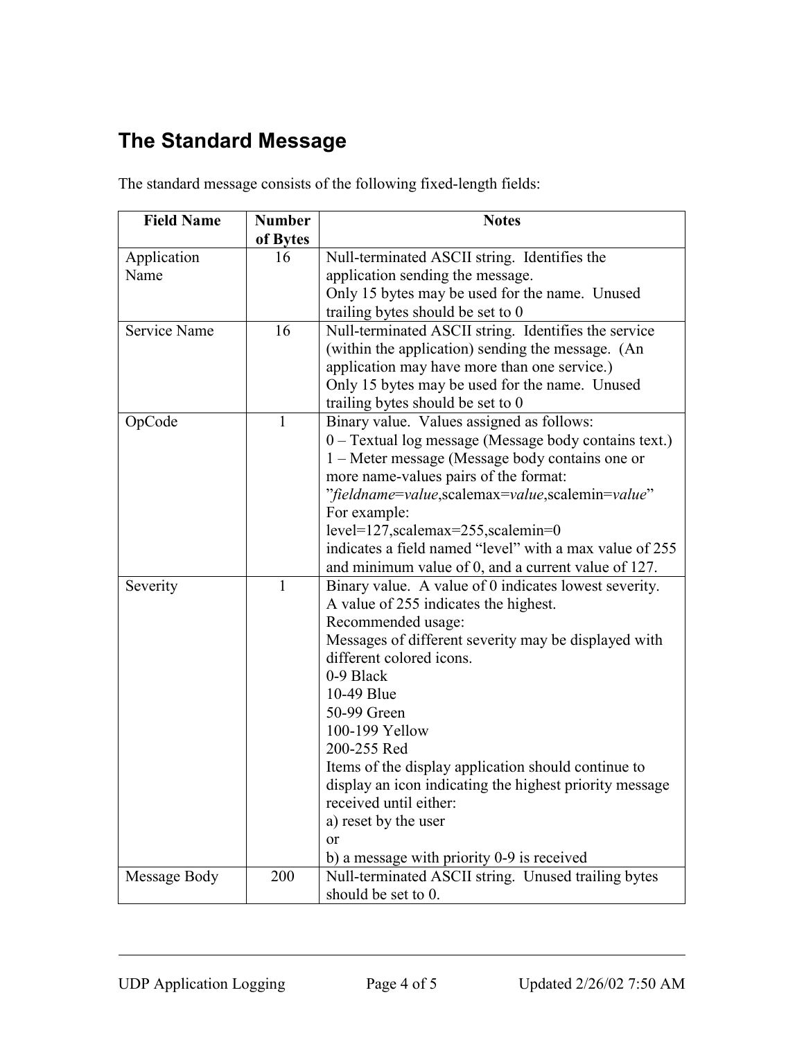## The Standard Message

The standard message consists of the following fixed-length fields:

| Field Name | Number of Bytes | Notes |
|---|---|---|
| Application Name | 16 | Null-terminated ASCII string. Identifies the application sending the message.<br>Only 15 bytes may be used for the name. Unused trailing bytes should be set to 0 |
| Service Name | 16 | Null-terminated ASCII string. Identifies the service (within the application) sending the message. (An application may have more than one service.)<br>Only 15 bytes may be used for the name. Unused trailing bytes should be set to 0 |
| OpCode | 1 | Binary value. Values assigned as follows:<br>0 – Textual log message (Message body contains text.)<br>1 – Meter message (Message body contains one or more name-values pairs of the format: ”*fieldname*=*value*,scalemax=*value*,scalemin=*value*”<br>For example:<br>level=127,scalemax=255,scalemin=0<br>indicates a field named “level” with a max value of 255 and minimum value of 0, and a current value of 127. |
| Severity | 1 | Binary value. A value of 0 indicates lowest severity. A value of 255 indicates the highest.<br>Recommended usage:<br>Messages of different severity may be displayed with different colored icons.<br>0-9 Black<br>10-49 Blue<br>50-99 Green<br>100-199 Yellow<br>200-255 Red<br>Items of the display application should continue to display an icon indicating the highest priority message received until either:<br>a) reset by the user<br>or<br>b) a message with priority 0-9 is received |
| Message Body | 200 | Null-terminated ASCII string. Unused trailing bytes should be set to 0. |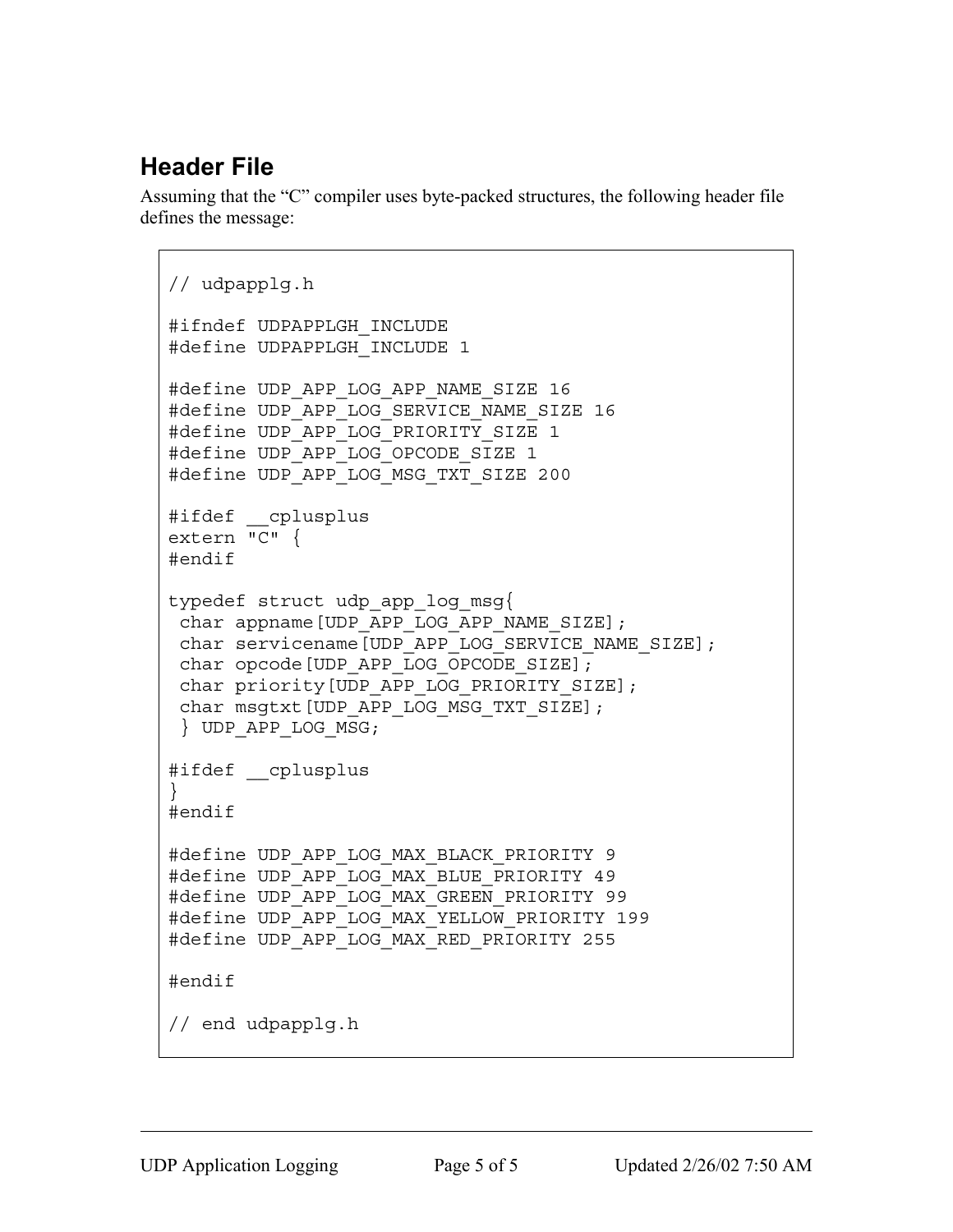## Header File

Assuming that the “C” compiler uses byte-packed structures, the following header file defines the message:

```
// udpapplg.h

#ifndef UDPAPPLGH_INCLUDE
#define UDPAPPLGH_INCLUDE 1

#define UDP_APP_LOG_APP_NAME_SIZE 16
#define UDP_APP_LOG_SERVICE_NAME_SIZE 16
#define UDP_APP_LOG_PRIORITY_SIZE 1
#define UDP_APP_LOG_OPCODE_SIZE 1
#define UDP_APP_LOG_MSG_TXT_SIZE 200

#ifdef __cplusplus
extern "C" {
#endif

typedef struct udp_app_log_msg{
 char appname[UDP_APP_LOG_APP_NAME_SIZE];
 char servicename[UDP_APP_LOG_SERVICE_NAME_SIZE];
 char opcode[UDP_APP_LOG_OPCODE_SIZE];
 char priority[UDP_APP_LOG_PRIORITY_SIZE];
 char msgtxt[UDP_APP_LOG_MSG_TXT_SIZE];
 } UDP_APP_LOG_MSG;

#ifdef __cplusplus
}
#endif

#define UDP_APP_LOG_MAX_BLACK_PRIORITY 9
#define UDP_APP_LOG_MAX_BLUE_PRIORITY 49
#define UDP_APP_LOG_MAX_GREEN_PRIORITY 99
#define UDP_APP_LOG_MAX_YELLOW_PRIORITY 199
#define UDP_APP_LOG_MAX_RED_PRIORITY 255

#endif

// end udpapplg.h
```